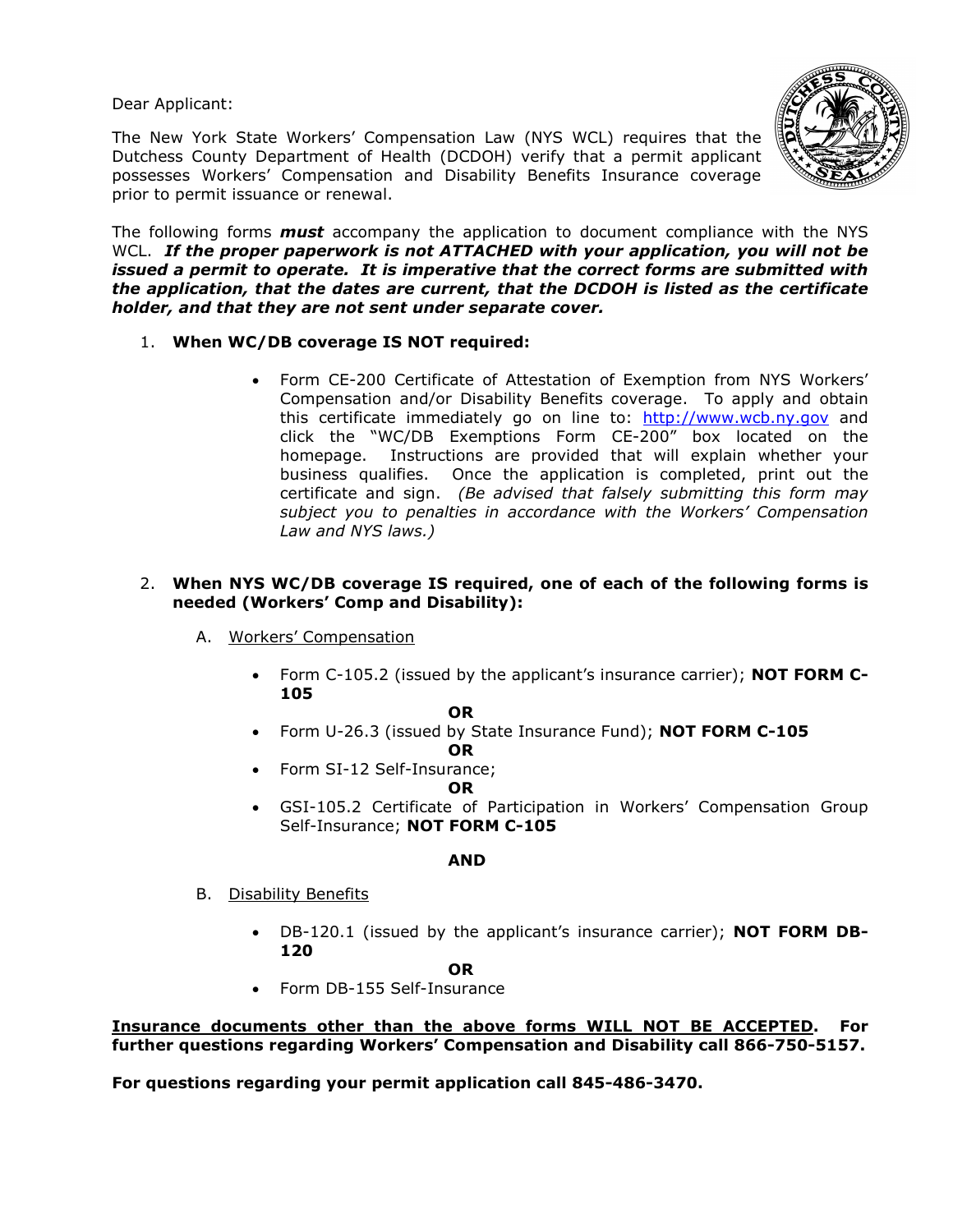Dear Applicant:

The New York State Workers' Compensation Law (NYS WCL) requires that the Dutchess County Department of Health (DCDOH) verify that a permit applicant possesses Workers' Compensation and Disability Benefits Insurance coverage prior to permit issuance or renewal.

The following forms ***must*** accompany the application to document compliance with the NYS WCL. ***If the proper paperwork is not ATTACHED with your application, you will not be issued a permit to operate. It is imperative that the correct forms are submitted with the application, that the dates are current, that the DCDOH is listed as the certificate holder, and that they are not sent under separate cover.***

1. **When WC/DB coverage IS NOT required:**

   - Form CE-200 Certificate of Attestation of Exemption from NYS Workers' Compensation and/or Disability Benefits coverage. To apply and obtain this certificate immediately go on line to: http://www.wcb.ny.gov and click the "WC/DB Exemptions Form CE-200" box located on the homepage. Instructions are provided that will explain whether your business qualifies. Once the application is completed, print out the certificate and sign. *(Be advised that falsely submitting this form may subject you to penalties in accordance with the Workers' Compensation Law and NYS laws.)*

2. **When NYS WC/DB coverage IS required, one of each of the following forms is needed (Workers' Comp and Disability):**

   A. Workers' Compensation

   - Form C-105.2 (issued by the applicant's insurance carrier); **NOT FORM C-105**

     **OR**

   - Form U-26.3 (issued by State Insurance Fund); **NOT FORM C-105**

     **OR**

   - Form SI-12 Self-Insurance;

     **OR**

   - GSI-105.2 Certificate of Participation in Workers' Compensation Group Self-Insurance; **NOT FORM C-105**

   **AND**

   B. Disability Benefits

   - DB-120.1 (issued by the applicant's insurance carrier); **NOT FORM DB-120**

     **OR**

   - Form DB-155 Self-Insurance

**Insurance documents other than the above forms WILL NOT BE ACCEPTED. For further questions regarding Workers' Compensation and Disability call 866-750-5157.**

**For questions regarding your permit application call 845-486-3470.**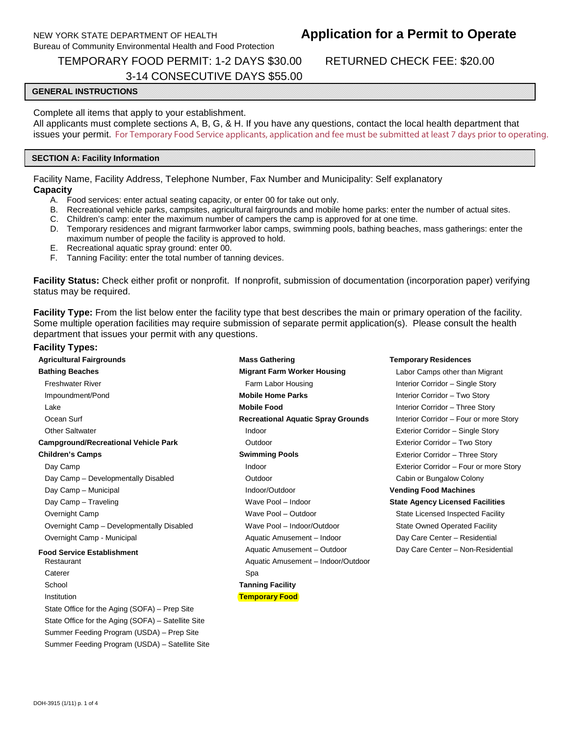NEW YORK STATE DEPARTMENT OF HEALTH
Bureau of Community Environmental Health and Food Protection

# Application for a Permit to Operate

TEMPORARY FOOD PERMIT: 1-2 DAYS $30.00 RETURNED CHECK FEE: $20.00
3-14 CONSECUTIVE DAYS $55.00

## GENERAL INSTRUCTIONS

Complete all items that apply to your establishment.
All applicants must complete sections A, B, G, & H. If you have any questions, contact the local health department that issues your permit. For Temporary Food Service applicants, application and fee must be submitted at least 7 days prior to operating.

## SECTION A: Facility Information

Facility Name, Facility Address, Telephone Number, Fax Number and Municipality: Self explanatory

**Capacity**

A. Food services: enter actual seating capacity, or enter 00 for take out only.
B. Recreational vehicle parks, campsites, agricultural fairgrounds and mobile home parks: enter the number of actual sites.
C. Children's camp: enter the maximum number of campers the camp is approved for at one time.
D. Temporary residences and migrant farmworker labor camps, swimming pools, bathing beaches, mass gatherings: enter the maximum number of people the facility is approved to hold.
E. Recreational aquatic spray ground: enter 00.
F. Tanning Facility: enter the total number of tanning devices.

**Facility Status:** Check either profit or nonprofit. If nonprofit, submission of documentation (incorporation paper) verifying status may be required.

**Facility Type:** From the list below enter the facility type that best describes the main or primary operation of the facility. Some multiple operation facilities may require submission of separate permit application(s). Please consult the health department that issues your permit with any questions.

**Facility Types:**

**Agricultural Fairgrounds**

**Bathing Beaches**
- Freshwater River
- Impoundment/Pond
- Lake
- Ocean Surf
- Other Saltwater

**Campground/Recreational Vehicle Park**

**Children's Camps**
- Day Camp
- Day Camp – Developmentally Disabled
- Day Camp – Municipal
- Day Camp – Traveling
- Overnight Camp
- Overnight Camp – Developmentally Disabled
- Overnight Camp - Municipal

**Food Service Establishment**
- Restaurant
- Caterer
- School
- Institution
- State Office for the Aging (SOFA) – Prep Site
- State Office for the Aging (SOFA) – Satellite Site
- Summer Feeding Program (USDA) – Prep Site
- Summer Feeding Program (USDA) – Satellite Site

**Mass Gathering**

**Migrant Farm Worker Housing**
- Farm Labor Housing

**Mobile Home Parks**

**Mobile Food**

**Recreational Aquatic Spray Grounds**
- Indoor
- Outdoor

**Swimming Pools**
- Indoor
- Outdoor
- Indoor/Outdoor
- Wave Pool – Indoor
- Wave Pool – Outdoor
- Wave Pool – Indoor/Outdoor
- Aquatic Amusement – Indoor
- Aquatic Amusement – Outdoor
- Aquatic Amusement – Indoor/Outdoor
- Spa

**Tanning Facility**

**Temporary Food**

**Temporary Residences**
- Labor Camps other than Migrant
- Interior Corridor – Single Story
- Interior Corridor – Two Story
- Interior Corridor – Three Story
- Interior Corridor – Four or more Story
- Exterior Corridor – Single Story
- Exterior Corridor – Two Story
- Exterior Corridor – Three Story
- Exterior Corridor – Four or more Story
- Cabin or Bungalow Colony

**Vending Food Machines**

**State Agency Licensed Facilities**
- State Licensed Inspected Facility
- State Owned Operated Facility
- Day Care Center – Residential
- Day Care Center – Non-Residential

DOH-3915 (1/11) p. 1 of 4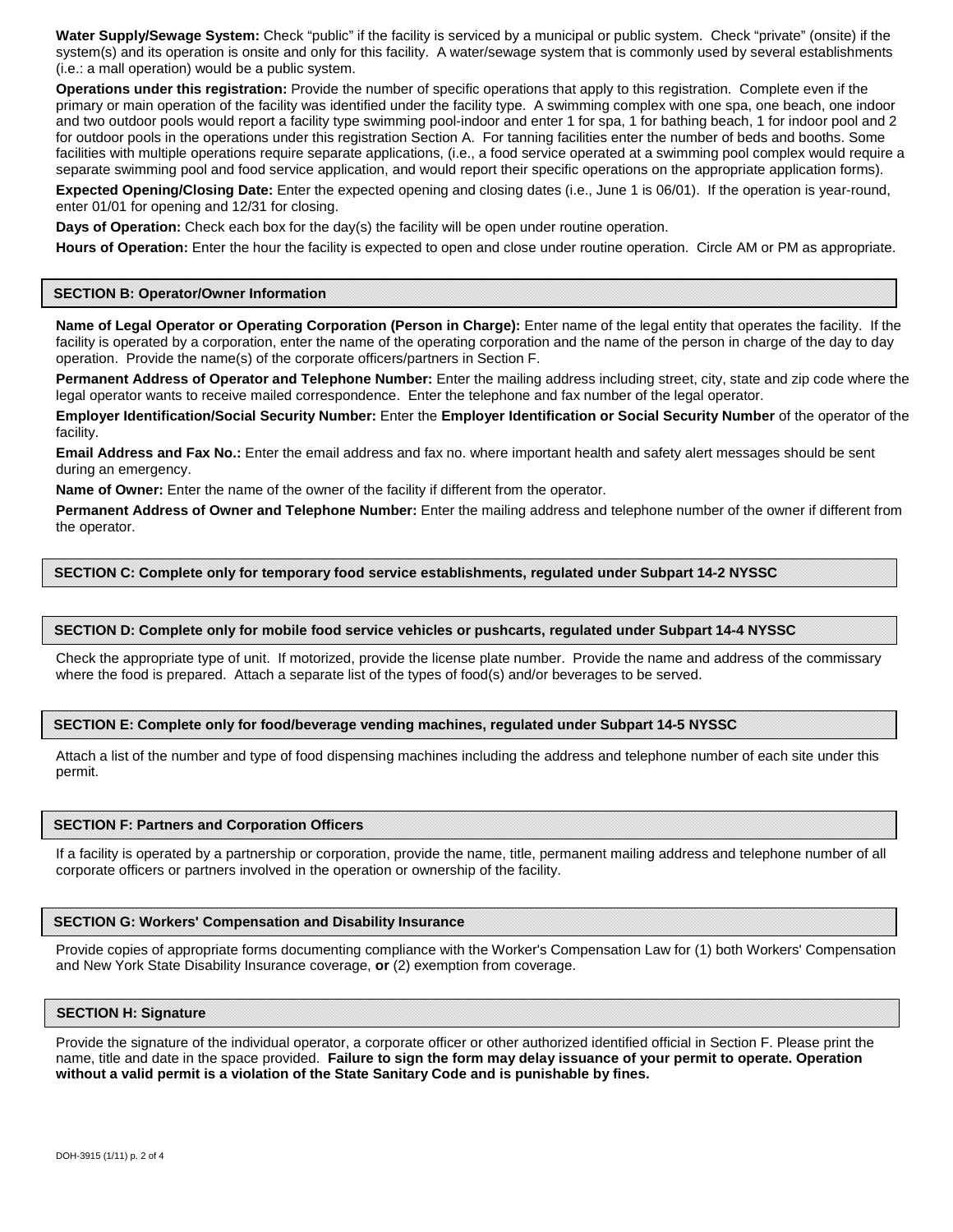**Water Supply/Sewage System:** Check "public" if the facility is serviced by a municipal or public system. Check "private" (onsite) if the system(s) and its operation is onsite and only for this facility. A water/sewage system that is commonly used by several establishments (i.e.: a mall operation) would be a public system.

**Operations under this registration:** Provide the number of specific operations that apply to this registration. Complete even if the primary or main operation of the facility was identified under the facility type. A swimming complex with one spa, one beach, one indoor and two outdoor pools would report a facility type swimming pool-indoor and enter 1 for spa, 1 for bathing beach, 1 for indoor pool and 2 for outdoor pools in the operations under this registration Section A. For tanning facilities enter the number of beds and booths. Some facilities with multiple operations require separate applications, (i.e., a food service operated at a swimming pool complex would require a separate swimming pool and food service application, and would report their specific operations on the appropriate application forms).

**Expected Opening/Closing Date:** Enter the expected opening and closing dates (i.e., June 1 is 06/01). If the operation is year-round, enter 01/01 for opening and 12/31 for closing.

**Days of Operation:** Check each box for the day(s) the facility will be open under routine operation.

**Hours of Operation:** Enter the hour the facility is expected to open and close under routine operation. Circle AM or PM as appropriate.

## SECTION B: Operator/Owner Information

**Name of Legal Operator or Operating Corporation (Person in Charge):** Enter name of the legal entity that operates the facility. If the facility is operated by a corporation, enter the name of the operating corporation and the name of the person in charge of the day to day operation. Provide the name(s) of the corporate officers/partners in Section F.

**Permanent Address of Operator and Telephone Number:** Enter the mailing address including street, city, state and zip code where the legal operator wants to receive mailed correspondence. Enter the telephone and fax number of the legal operator.

**Employer Identification/Social Security Number:** Enter the **Employer Identification or Social Security Number** of the operator of the facility.

**Email Address and Fax No.:** Enter the email address and fax no. where important health and safety alert messages should be sent during an emergency.

**Name of Owner:** Enter the name of the owner of the facility if different from the operator.

**Permanent Address of Owner and Telephone Number:** Enter the mailing address and telephone number of the owner if different from the operator.

## SECTION C: Complete only for temporary food service establishments, regulated under Subpart 14-2 NYSSC

## SECTION D: Complete only for mobile food service vehicles or pushcarts, regulated under Subpart 14-4 NYSSC

Check the appropriate type of unit. If motorized, provide the license plate number. Provide the name and address of the commissary where the food is prepared. Attach a separate list of the types of food(s) and/or beverages to be served.

## SECTION E: Complete only for food/beverage vending machines, regulated under Subpart 14-5 NYSSC

Attach a list of the number and type of food dispensing machines including the address and telephone number of each site under this permit.

## SECTION F: Partners and Corporation Officers

If a facility is operated by a partnership or corporation, provide the name, title, permanent mailing address and telephone number of all corporate officers or partners involved in the operation or ownership of the facility.

## SECTION G: Workers' Compensation and Disability Insurance

Provide copies of appropriate forms documenting compliance with the Worker's Compensation Law for (1) both Workers' Compensation and New York State Disability Insurance coverage, **or** (2) exemption from coverage.

## SECTION H: Signature

Provide the signature of the individual operator, a corporate officer or other authorized identified official in Section F. Please print the name, title and date in the space provided. **Failure to sign the form may delay issuance of your permit to operate. Operation without a valid permit is a violation of the State Sanitary Code and is punishable by fines.**

DOH-3915 (1/11) p. 2 of 4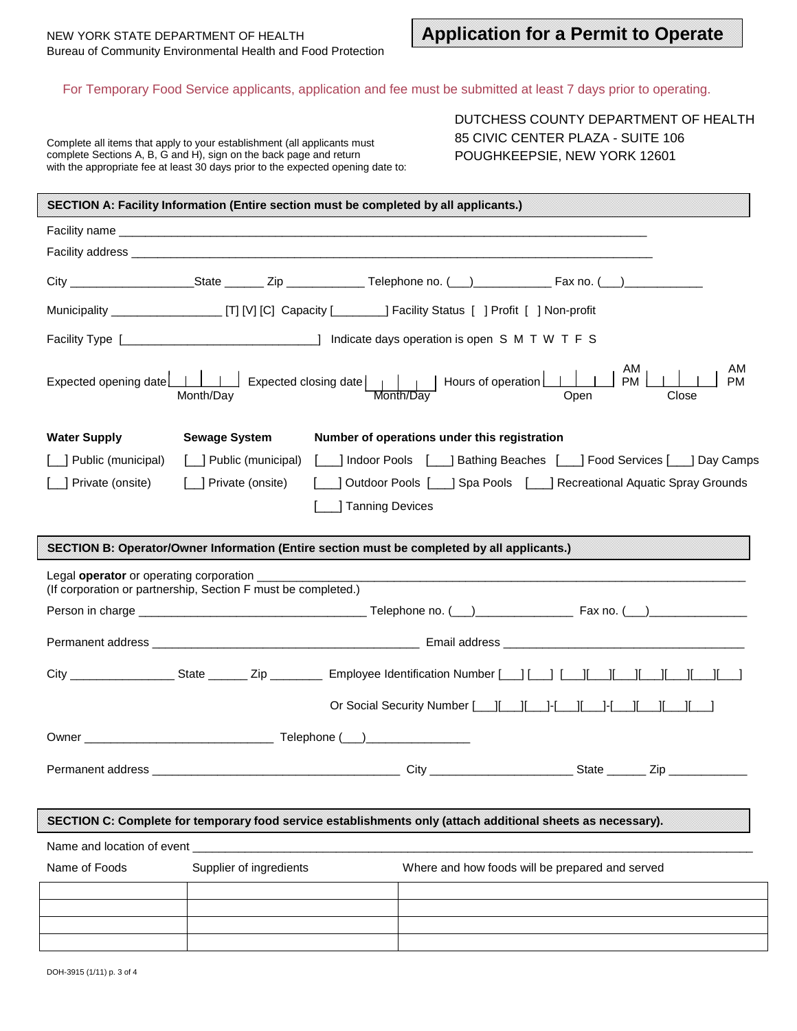NEW YORK STATE DEPARTMENT OF HEALTH
Bureau of Community Environmental Health and Food Protection

# Application for a Permit to Operate

For Temporary Food Service applicants, application and fee must be submitted at least 7 days prior to operating.

Complete all items that apply to your establishment (all applicants must complete Sections A, B, G and H), sign on the back page and return with the appropriate fee at least 30 days prior to the expected opening date to:

DUTCHESS COUNTY DEPARTMENT OF HEALTH
85 CIVIC CENTER PLAZA - SUITE 106
POUGHKEEPSIE, NEW YORK 12601

## SECTION A: Facility Information (Entire section must be completed by all applicants.)

Facility name ____________________________________________________________________________

Facility address __________________________________________________________________________

City __________________ State ______ Zip ____________ Telephone no. (___)____________ Fax no. (___)____________

Municipality _________________ [T] [V] [C] Capacity [________] Facility Status [ ] Profit [ ] Non-profit

Facility Type [______________________________] Indicate days operation is open S M T W T F S

Expected opening date [__|__|__|__] Month/Day Expected closing date [__|__|__|__] Month/Day Hours of operation [__|__|__|__] AM PM Open [__|__|__|__] AM PM Close

**Water Supply**

[__] Public (municipal)

[__] Private (onsite)

**Sewage System**

[__] Public (municipal)

[__] Private (onsite)

**Number of operations under this registration**

[___] Indoor Pools [___] Bathing Beaches [___] Food Services [___] Day Camps

[___] Outdoor Pools [___] Spa Pools [___] Recreational Aquatic Spray Grounds

[___] Tanning Devices

## SECTION B: Operator/Owner Information (Entire section must be completed by all applicants.)

Legal **operator** or operating corporation ____________________________________________________
(If corporation or partnership, Section F must be completed.)

Person in charge __________________________________ Telephone no. (___)_______________ Fax no. (___)_______________

Permanent address ________________________________________ Email address ____________________________________

City ________________ State ______ Zip ________ Employee Identification Number [___] [___] [___][___][___][___][___][___][___]

Or Social Security Number [___][___][___]-[___][___]-[___][___][___][___]

Owner ____________________________ Telephone (___)________________

Permanent address _____________________________________ City _____________________ State ______ Zip ____________

## SECTION C: Complete for temporary food service establishments only (attach additional sheets as necessary).

Name and location of event ____________________________________________________________________________

| Name of Foods | Supplier of ingredients | Where and how foods will be prepared and served |
|---|---|---|
| | | |
| | | |
| | | |
| | | |

DOH-3915 (1/11) p. 3 of 4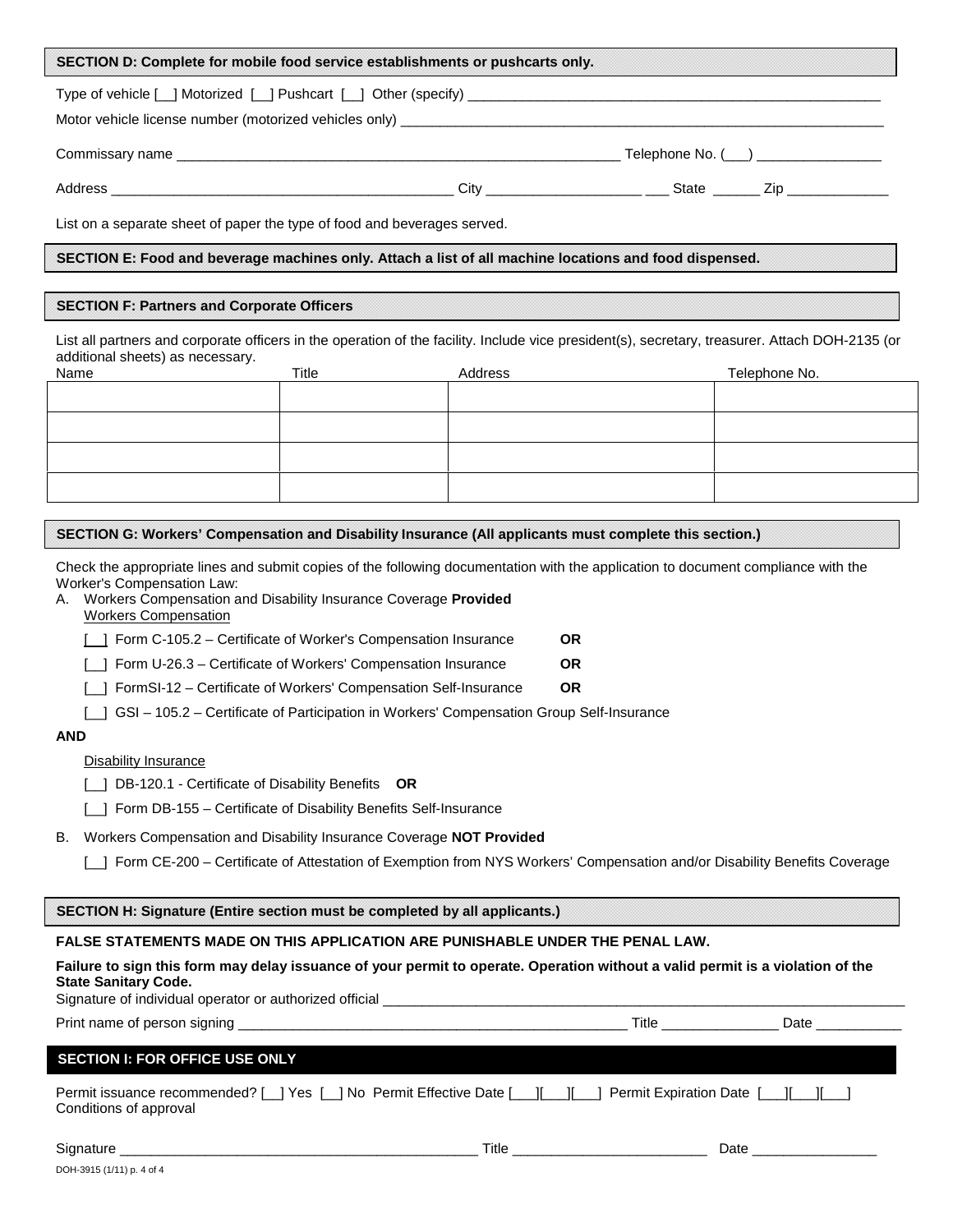## SECTION D: Complete for mobile food service establishments or pushcarts only.

Type of vehicle [__] Motorized [__] Pushcart [__] Other (specify) ______________________________________________________

Motor vehicle license number (motorized vehicles only) ______________________________________________________________

Commissary name ________________________________________________________ Telephone No. (___) ________________

Address __________________________________________ City ___________________ ___ State ______ Zip _____________

List on a separate sheet of paper the type of food and beverages served.

## SECTION E: Food and beverage machines only. Attach a list of all machine locations and food dispensed.

## SECTION F: Partners and Corporate Officers

List all partners and corporate officers in the operation of the facility. Include vice president(s), secretary, treasurer. Attach DOH-2135 (or additional sheets) as necessary.

| Name | Title | Address | Telephone No. |
|---|---|---|---|
| | | | |
| | | | |
| | | | |
| | | | |

## SECTION G: Workers' Compensation and Disability Insurance (All applicants must complete this section.)

Check the appropriate lines and submit copies of the following documentation with the application to document compliance with the Worker's Compensation Law:

A. Workers Compensation and Disability Insurance Coverage **Provided**

Workers Compensation

[__] Form C-105.2 – Certificate of Worker's Compensation Insurance **OR**

[__] Form U-26.3 – Certificate of Workers' Compensation Insurance **OR**

[__] FormSI-12 – Certificate of Workers' Compensation Self-Insurance **OR**

[__] GSI – 105.2 – Certificate of Participation in Workers' Compensation Group Self-Insurance

**AND**

Disability Insurance

[__] DB-120.1 - Certificate of Disability Benefits **OR**

[__] Form DB-155 – Certificate of Disability Benefits Self-Insurance

B. Workers Compensation and Disability Insurance Coverage **NOT Provided**

[__] Form CE-200 – Certificate of Attestation of Exemption from NYS Workers' Compensation and/or Disability Benefits Coverage

## SECTION H: Signature (Entire section must be completed by all applicants.)

**FALSE STATEMENTS MADE ON THIS APPLICATION ARE PUNISHABLE UNDER THE PENAL LAW.**

**Failure to sign this form may delay issuance of your permit to operate. Operation without a valid permit is a violation of the State Sanitary Code.**

Signature of individual operator or authorized official ______________________________________________________________

Print name of person signing _______________________________________________ Title _______________ Date ___________

## SECTION I: FOR OFFICE USE ONLY

Permit issuance recommended? [__] Yes [__] No Permit Effective Date [___][___][___] Permit Expiration Date [___][___][___]
Conditions of approval

Signature _____________________________________________ Title _________________________ Date ________________

DOH-3915 (1/11) p. 4 of 4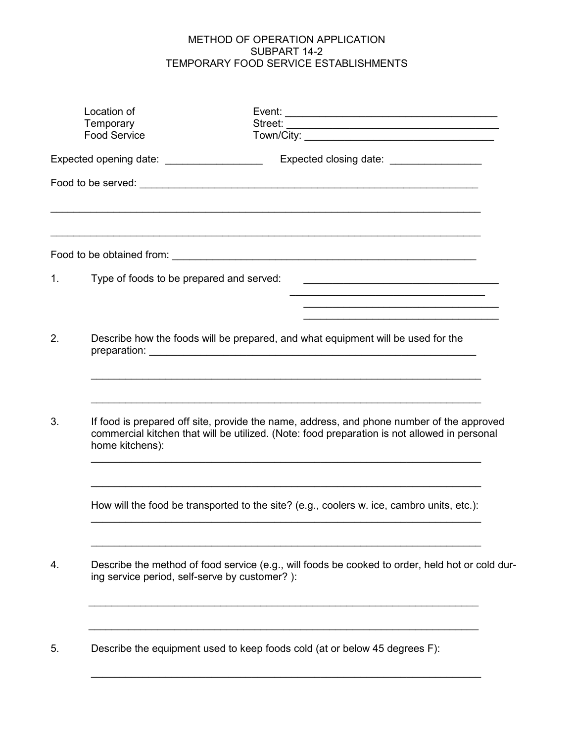# METHOD OF OPERATION APPLICATION
## SUBPART 14-2
## TEMPORARY FOOD SERVICE ESTABLISHMENTS

Location of Temporary Food Service

Event: ____________________________________

Street: ____________________________________

Town/City: ________________________________

Expected opening date: ________________ Expected closing date: _______________

Food to be served: ___________________________________________________________

_____________________________________________________________________________

_____________________________________________________________________________

Food to be obtained from: ____________________________________________________

1. Type of foods to be prepared and served: ___________________________________
   ___________________________________
   ___________________________________
   ___________________________________

2. Describe how the foods will be prepared, and what equipment will be used for the preparation: ___________________________________________________________

   _____________________________________________________________________________

   _____________________________________________________________________________

3. If food is prepared off site, provide the name, address, and phone number of the approved commercial kitchen that will be utilized. (Note: food preparation is not allowed in personal home kitchens):

   _____________________________________________________________________________

   _____________________________________________________________________________

   How will the food be transported to the site? (e.g., coolers w. ice, cambro units, etc.):

   _____________________________________________________________________________

   _____________________________________________________________________________

4. Describe the method of food service (e.g., will foods be cooked to order, held hot or cold during service period, self-serve by customer? ):

   _____________________________________________________________________________

   _____________________________________________________________________________

5. Describe the equipment used to keep foods cold (at or below 45 degrees F):

   _____________________________________________________________________________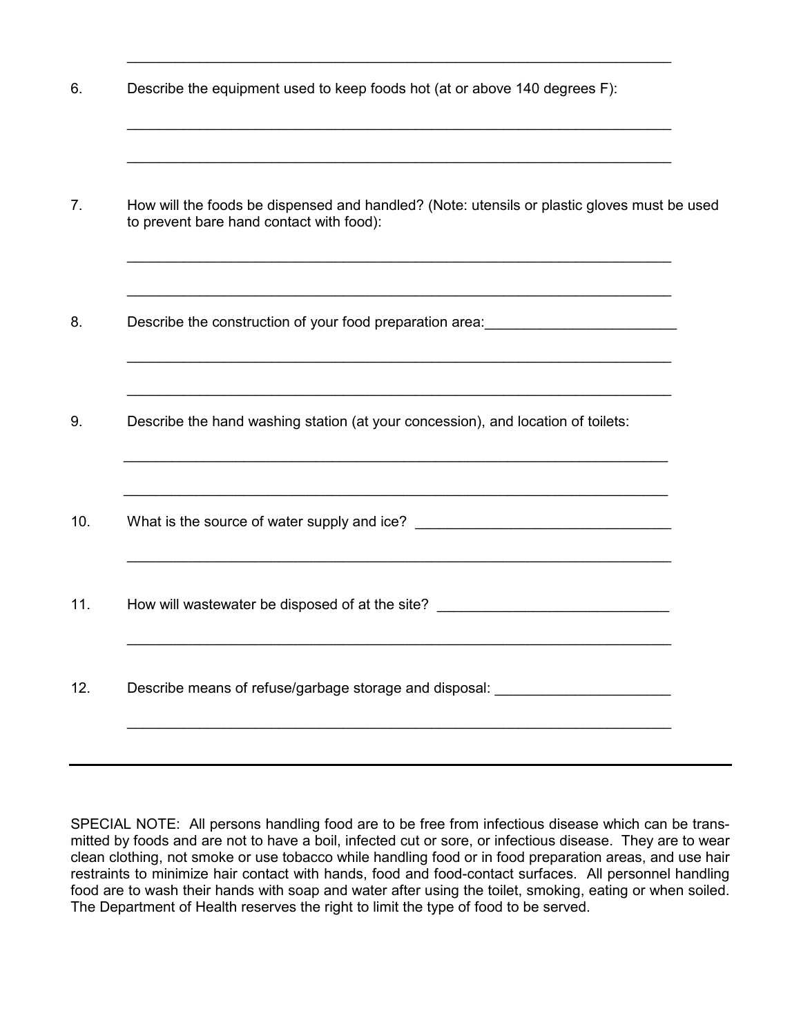_____________________________________________________________________

6. Describe the equipment used to keep foods hot (at or above 140 degrees F):

_____________________________________________________________________

_____________________________________________________________________

7. How will the foods be dispensed and handled? (Note: utensils or plastic gloves must be used to prevent bare hand contact with food):

_____________________________________________________________________

_____________________________________________________________________

8. Describe the construction of your food preparation area:________________________

_____________________________________________________________________

_____________________________________________________________________

9. Describe the hand washing station (at your concession), and location of toilets:

_____________________________________________________________________

_____________________________________________________________________

10. What is the source of water supply and ice? ________________________________

_____________________________________________________________________

11. How will wastewater be disposed of at the site? ____________________________

_____________________________________________________________________

12. Describe means of refuse/garbage storage and disposal: _____________________

_____________________________________________________________________

---

SPECIAL NOTE: All persons handling food are to be free from infectious disease which can be transmitted by foods and are not to have a boil, infected cut or sore, or infectious disease. They are to wear clean clothing, not smoke or use tobacco while handling food or in food preparation areas, and use hair restraints to minimize hair contact with hands, food and food-contact surfaces. All personnel handling food are to wash their hands with soap and water after using the toilet, smoking, eating or when soiled. The Department of Health reserves the right to limit the type of food to be served.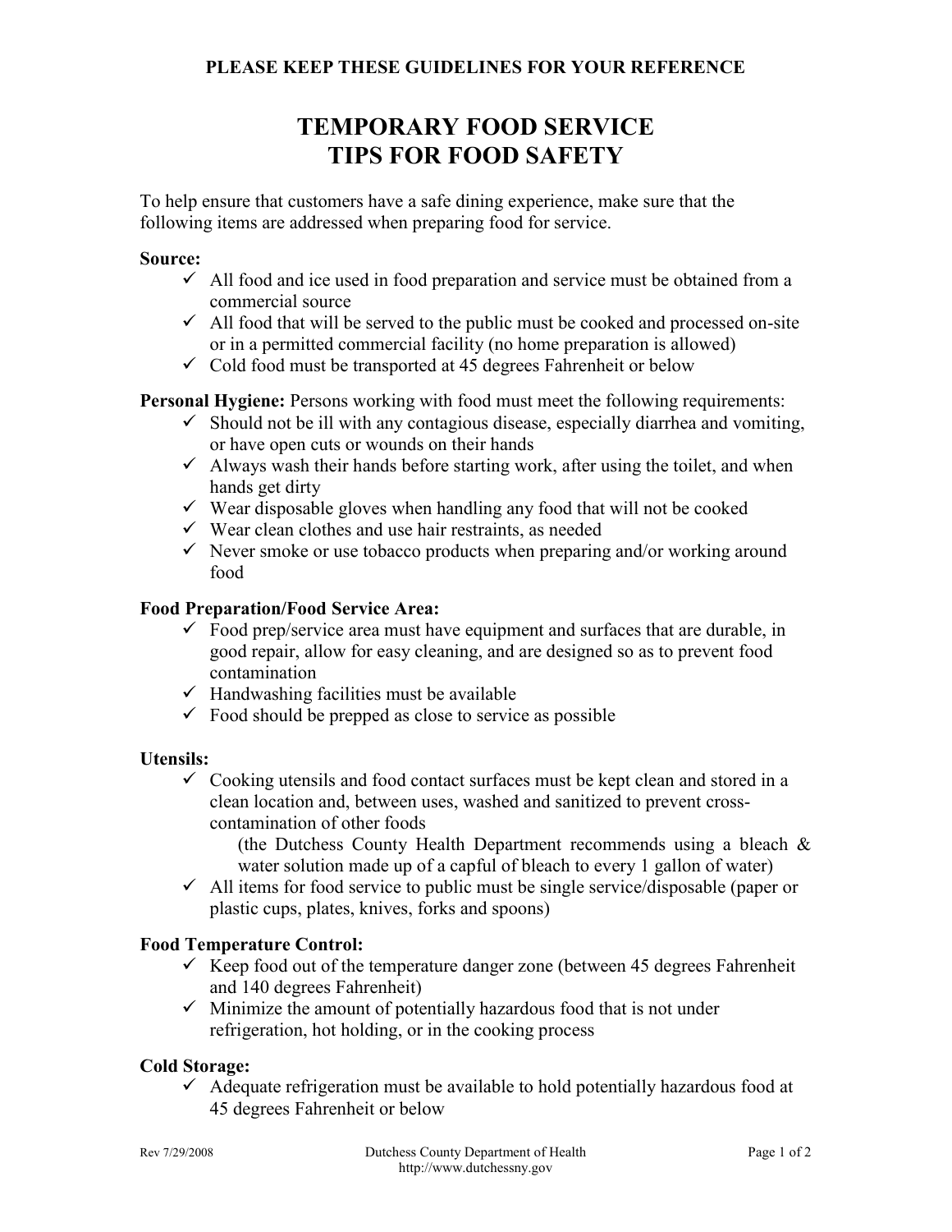**PLEASE KEEP THESE GUIDELINES FOR YOUR REFERENCE**

# TEMPORARY FOOD SERVICE
# TIPS FOR FOOD SAFETY

To help ensure that customers have a safe dining experience, make sure that the following items are addressed when preparing food for service.

**Source:**

- ✓ All food and ice used in food preparation and service must be obtained from a commercial source
- ✓ All food that will be served to the public must be cooked and processed on-site or in a permitted commercial facility (no home preparation is allowed)
- ✓ Cold food must be transported at 45 degrees Fahrenheit or below

**Personal Hygiene:** Persons working with food must meet the following requirements:

- ✓ Should not be ill with any contagious disease, especially diarrhea and vomiting, or have open cuts or wounds on their hands
- ✓ Always wash their hands before starting work, after using the toilet, and when hands get dirty
- ✓ Wear disposable gloves when handling any food that will not be cooked
- ✓ Wear clean clothes and use hair restraints, as needed
- ✓ Never smoke or use tobacco products when preparing and/or working around food

**Food Preparation/Food Service Area:**

- ✓ Food prep/service area must have equipment and surfaces that are durable, in good repair, allow for easy cleaning, and are designed so as to prevent food contamination
- ✓ Handwashing facilities must be available
- ✓ Food should be prepped as close to service as possible

**Utensils:**

- ✓ Cooking utensils and food contact surfaces must be kept clean and stored in a clean location and, between uses, washed and sanitized to prevent cross-contamination of other foods

  (the Dutchess County Health Department recommends using a bleach & water solution made up of a capful of bleach to every 1 gallon of water)
- ✓ All items for food service to public must be single service/disposable (paper or plastic cups, plates, knives, forks and spoons)

**Food Temperature Control:**

- ✓ Keep food out of the temperature danger zone (between 45 degrees Fahrenheit and 140 degrees Fahrenheit)
- ✓ Minimize the amount of potentially hazardous food that is not under refrigeration, hot holding, or in the cooking process

**Cold Storage:**

- ✓ Adequate refrigeration must be available to hold potentially hazardous food at 45 degrees Fahrenheit or below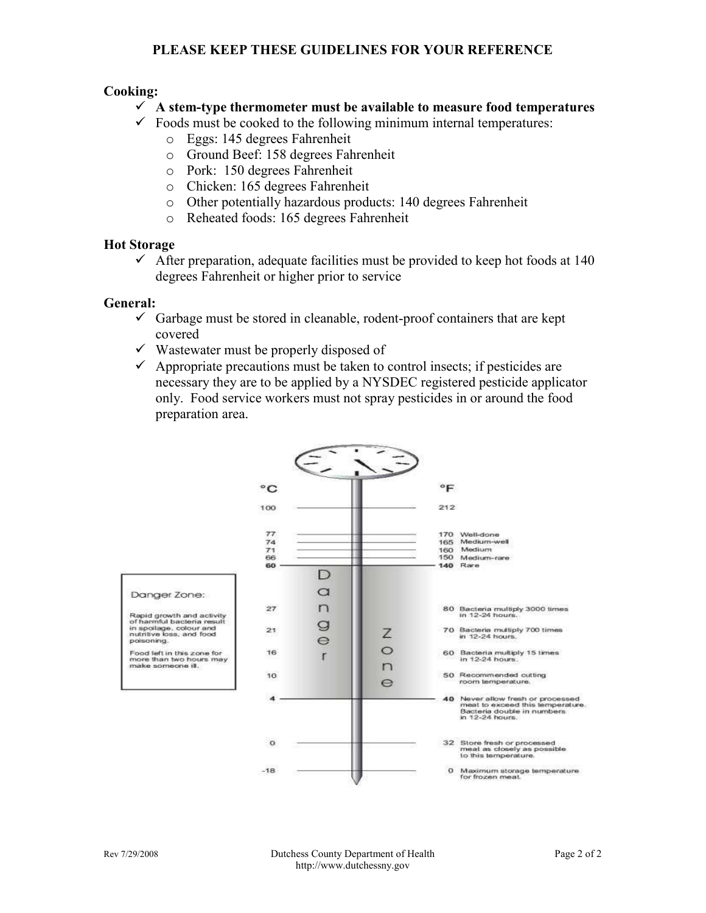**PLEASE KEEP THESE GUIDELINES FOR YOUR REFERENCE**

**Cooking:**

- ✓ **A stem-type thermometer must be available to measure food temperatures**
- ✓ Foods must be cooked to the following minimum internal temperatures:
  - Eggs: 145 degrees Fahrenheit
  - Ground Beef: 158 degrees Fahrenheit
  - Pork: 150 degrees Fahrenheit
  - Chicken: 165 degrees Fahrenheit
  - Other potentially hazardous products: 140 degrees Fahrenheit
  - Reheated foods: 165 degrees Fahrenheit

**Hot Storage**

- ✓ After preparation, adequate facilities must be provided to keep hot foods at 140 degrees Fahrenheit or higher prior to service

**General:**

- ✓ Garbage must be stored in cleanable, rodent-proof containers that are kept covered
- ✓ Wastewater must be properly disposed of
- ✓ Appropriate precautions must be taken to control insects; if pesticides are necessary they are to be applied by a NYSDEC registered pesticide applicator only. Food service workers must not spray pesticides in or around the food preparation area.

Danger Zone:

Rapid growth and activity of harmful bacteria result in spoilage, colour and nutritive loss, and food poisoning.

Food left in this zone for more than two hours may make someone ill.

°C

100

77

74

71

66

60

27

21

16

10

4

0

-18

Danger Zone

°F

212

170 Well-done

165 Medium-well

160 Medium

150 Medium-rare

140 Rare

80 Bacteria multiply 3000 times in 12-24 hours.

70 Bacteria multiply 700 times in 12-24 hours.

60 Bacteria multiply 15 times in 12-24 hours.

50 Recommended cutting room temperature.

40 Never allow fresh or processed meat to exceed this temperature. Bacteria double in numbers in 12-24 hours.

32 Store fresh or processed meat as closely as possible to this temperature.

0 Maximum storage temperature for frozen meat.

Rev 7/29/2008

Dutchess County Department of Health
http://www.dutchessny.gov